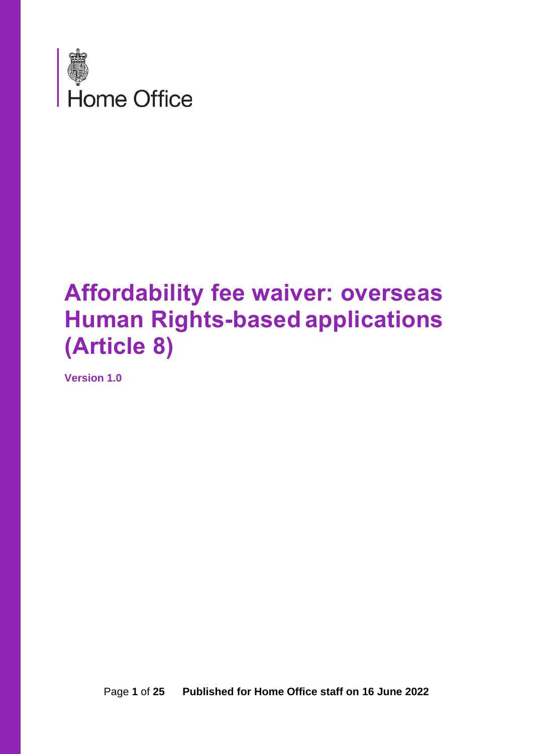Home Office

# Affordability fee waiver: overseas Human Rights-based applications (Article 8)

**Version 1.0**

**Published for Home Office staff on 16 June 2022**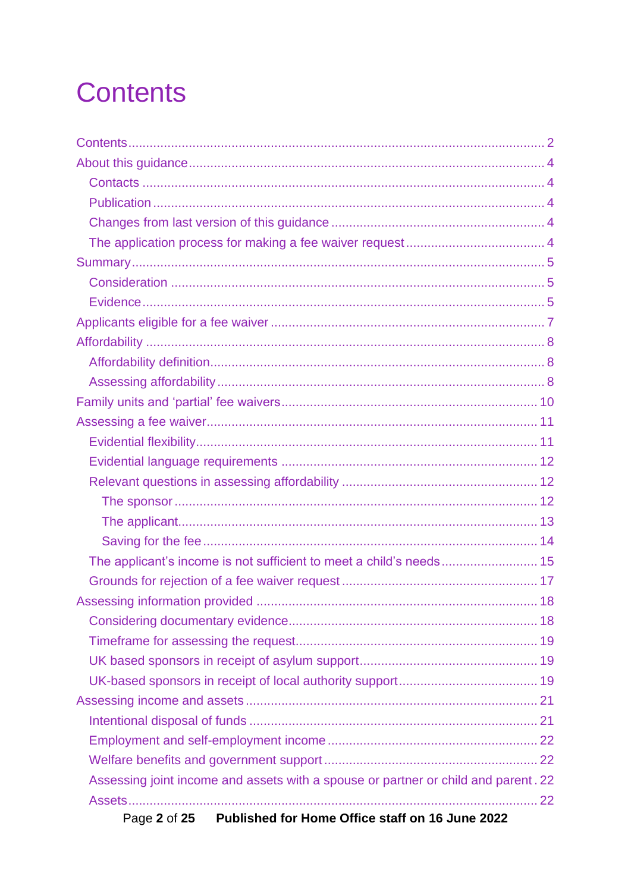# Contents

Contents ... 2
About this guidance ... 4
- Contacts ... 4
- Publication ... 4
- Changes from last version of this guidance ... 4
- The application process for making a fee waiver request ... 4

Summary ... 5
- Consideration ... 5
- Evidence ... 5

Applicants eligible for a fee waiver ... 7
Affordability ... 8
- Affordability definition ... 8
- Assessing affordability ... 8

Family units and 'partial' fee waivers ... 10
Assessing a fee waiver ... 11
- Evidential flexibility ... 11
- Evidential language requirements ... 12
- Relevant questions in assessing affordability ... 12
  - The sponsor ... 12
  - The applicant ... 13
  - Saving for the fee ... 14
- The applicant's income is not sufficient to meet a child's needs ... 15
- Grounds for rejection of a fee waiver request ... 17

Assessing information provided ... 18
- Considering documentary evidence ... 18
- Timeframe for assessing the request ... 19
- UK based sponsors in receipt of asylum support ... 19
- UK-based sponsors in receipt of local authority support ... 19

Assessing income and assets ... 21
- Intentional disposal of funds ... 21
- Employment and self-employment income ... 22
- Welfare benefits and government support ... 22
- Assessing joint income and assets with a spouse or partner or child and parent ... 22
- Assets ... 22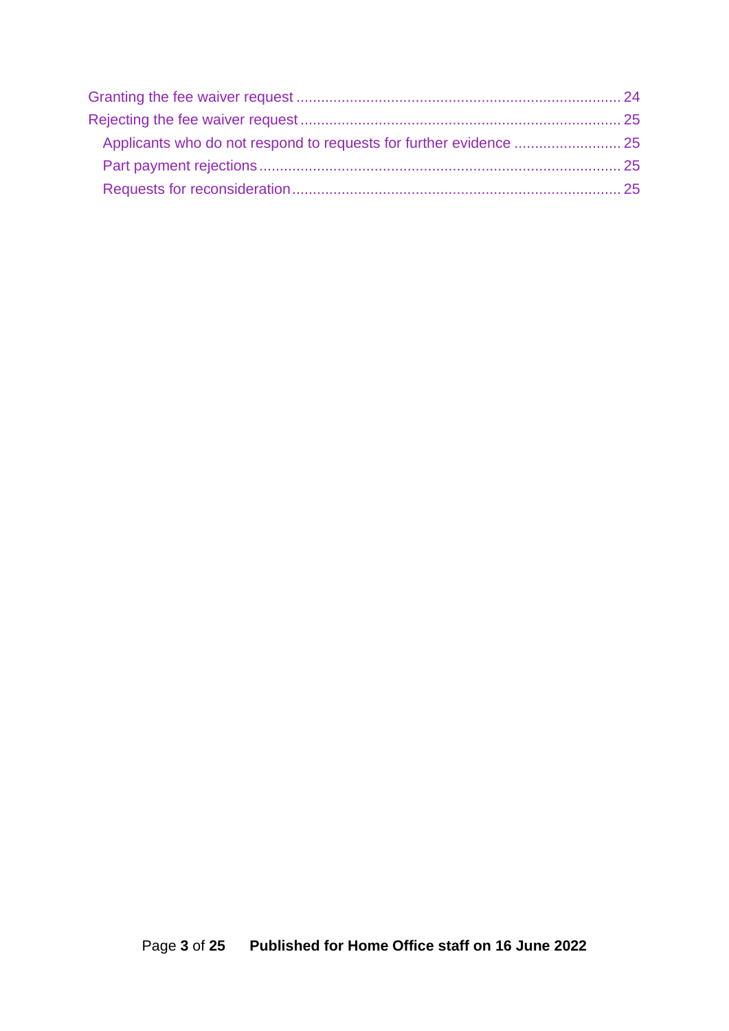Granting the fee waiver request ............................................................................... 24

Rejecting the fee waiver request ............................................................................... 25

- Applicants who do not respond to requests for further evidence .......................... 25
- Part payment rejections ........................................................................................ 25
- Requests for reconsideration ................................................................................ 25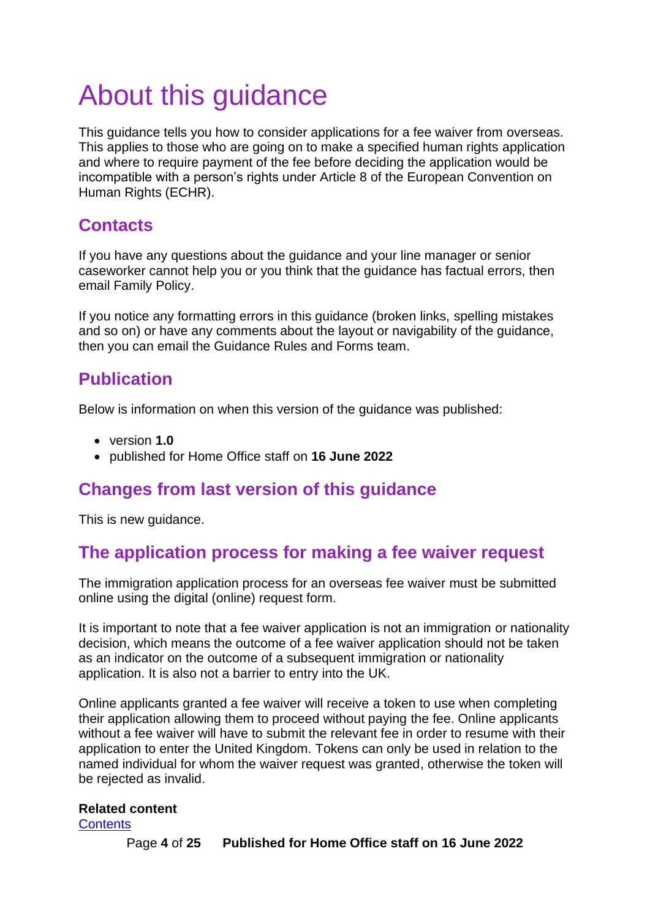# About this guidance

This guidance tells you how to consider applications for a fee waiver from overseas. This applies to those who are going on to make a specified human rights application and where to require payment of the fee before deciding the application would be incompatible with a person's rights under Article 8 of the European Convention on Human Rights (ECHR).

## Contacts

If you have any questions about the guidance and your line manager or senior caseworker cannot help you or you think that the guidance has factual errors, then email Family Policy.

If you notice any formatting errors in this guidance (broken links, spelling mistakes and so on) or have any comments about the layout or navigability of the guidance, then you can email the Guidance Rules and Forms team.

## Publication

Below is information on when this version of the guidance was published:

- version **1.0**
- published for Home Office staff on **16 June 2022**

## Changes from last version of this guidance

This is new guidance.

## The application process for making a fee waiver request

The immigration application process for an overseas fee waiver must be submitted online using the digital (online) request form.

It is important to note that a fee waiver application is not an immigration or nationality decision, which means the outcome of a fee waiver application should not be taken as an indicator on the outcome of a subsequent immigration or nationality application. It is also not a barrier to entry into the UK.

Online applicants granted a fee waiver will receive a token to use when completing their application allowing them to proceed without paying the fee. Online applicants without a fee waiver will have to submit the relevant fee in order to resume with their application to enter the United Kingdom. Tokens can only be used in relation to the named individual for whom the waiver request was granted, otherwise the token will be rejected as invalid.

**Related content**
Contents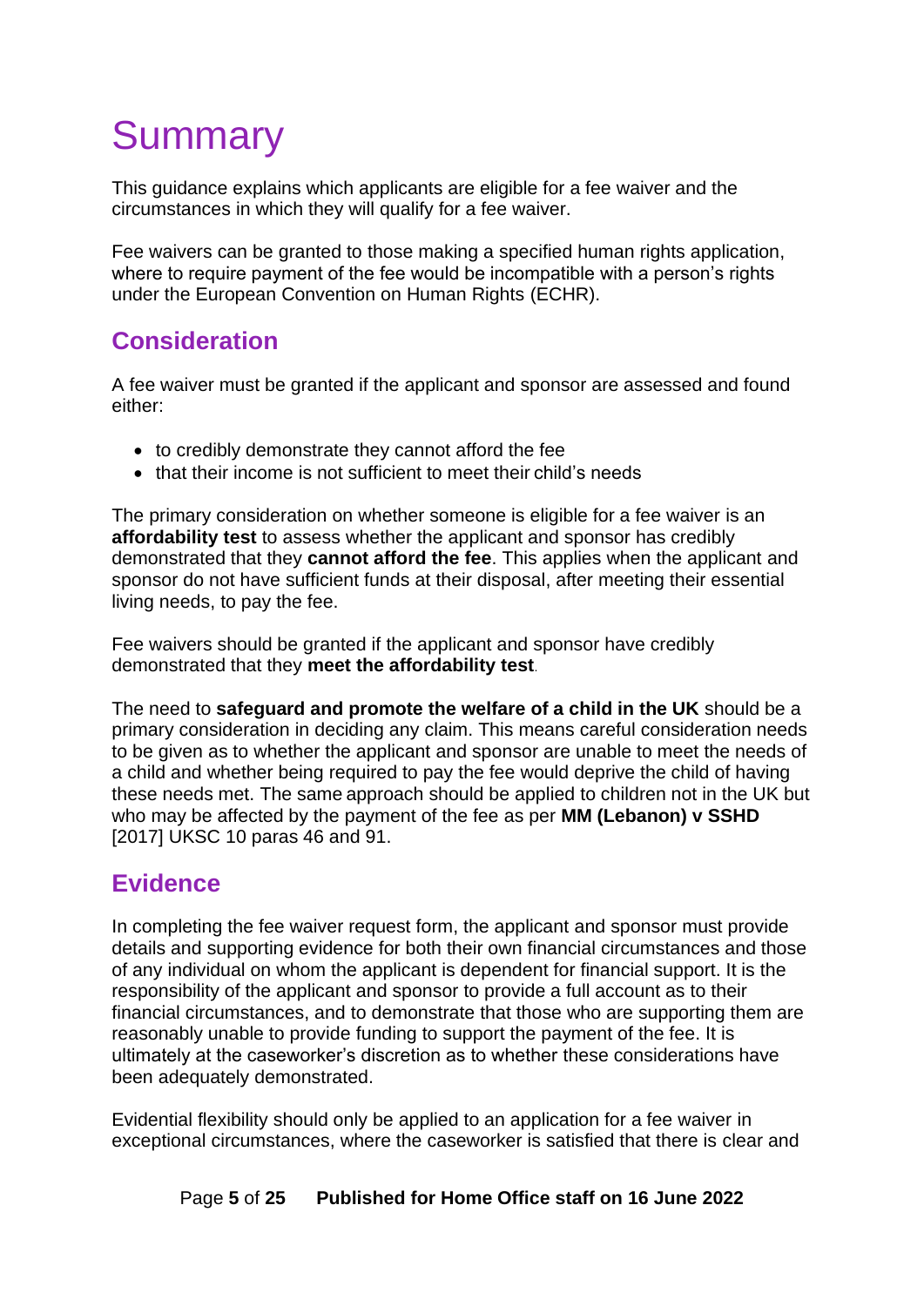# Summary

This guidance explains which applicants are eligible for a fee waiver and the circumstances in which they will qualify for a fee waiver.

Fee waivers can be granted to those making a specified human rights application, where to require payment of the fee would be incompatible with a person's rights under the European Convention on Human Rights (ECHR).

## Consideration

A fee waiver must be granted if the applicant and sponsor are assessed and found either:

- to credibly demonstrate they cannot afford the fee
- that their income is not sufficient to meet their child's needs

The primary consideration on whether someone is eligible for a fee waiver is an **affordability test** to assess whether the applicant and sponsor has credibly demonstrated that they **cannot afford the fee**. This applies when the applicant and sponsor do not have sufficient funds at their disposal, after meeting their essential living needs, to pay the fee.

Fee waivers should be granted if the applicant and sponsor have credibly demonstrated that they **meet the affordability test**.

The need to **safeguard and promote the welfare of a child in the UK** should be a primary consideration in deciding any claim. This means careful consideration needs to be given as to whether the applicant and sponsor are unable to meet the needs of a child and whether being required to pay the fee would deprive the child of having these needs met. The same approach should be applied to children not in the UK but who may be affected by the payment of the fee as per **MM (Lebanon) v SSHD** [2017] UKSC 10 paras 46 and 91.

## Evidence

In completing the fee waiver request form, the applicant and sponsor must provide details and supporting evidence for both their own financial circumstances and those of any individual on whom the applicant is dependent for financial support. It is the responsibility of the applicant and sponsor to provide a full account as to their financial circumstances, and to demonstrate that those who are supporting them are reasonably unable to provide funding to support the payment of the fee. It is ultimately at the caseworker's discretion as to whether these considerations have been adequately demonstrated.

Evidential flexibility should only be applied to an application for a fee waiver in exceptional circumstances, where the caseworker is satisfied that there is clear and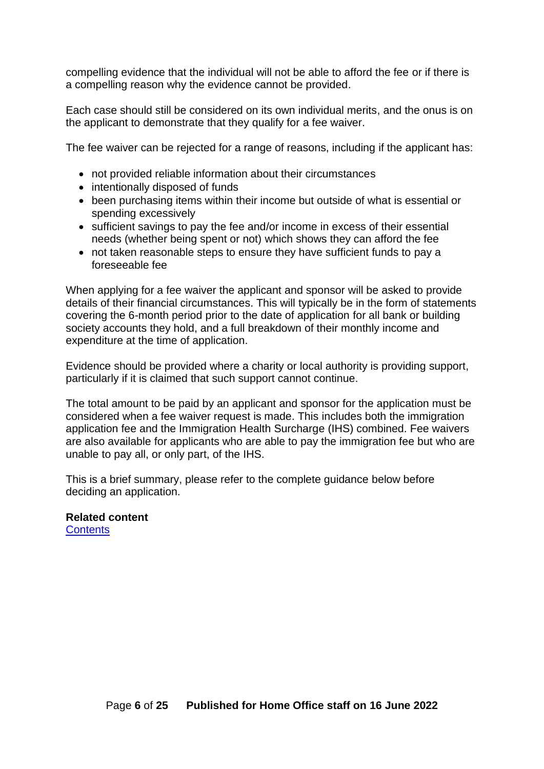compelling evidence that the individual will not be able to afford the fee or if there is a compelling reason why the evidence cannot be provided.

Each case should still be considered on its own individual merits, and the onus is on the applicant to demonstrate that they qualify for a fee waiver.

The fee waiver can be rejected for a range of reasons, including if the applicant has:

- not provided reliable information about their circumstances
- intentionally disposed of funds
- been purchasing items within their income but outside of what is essential or spending excessively
- sufficient savings to pay the fee and/or income in excess of their essential needs (whether being spent or not) which shows they can afford the fee
- not taken reasonable steps to ensure they have sufficient funds to pay a foreseeable fee

When applying for a fee waiver the applicant and sponsor will be asked to provide details of their financial circumstances. This will typically be in the form of statements covering the 6-month period prior to the date of application for all bank or building society accounts they hold, and a full breakdown of their monthly income and expenditure at the time of application.

Evidence should be provided where a charity or local authority is providing support, particularly if it is claimed that such support cannot continue.

The total amount to be paid by an applicant and sponsor for the application must be considered when a fee waiver request is made. This includes both the immigration application fee and the Immigration Health Surcharge (IHS) combined. Fee waivers are also available for applicants who are able to pay the immigration fee but who are unable to pay all, or only part, of the IHS.

This is a brief summary, please refer to the complete guidance below before deciding an application.

**Related content**
Contents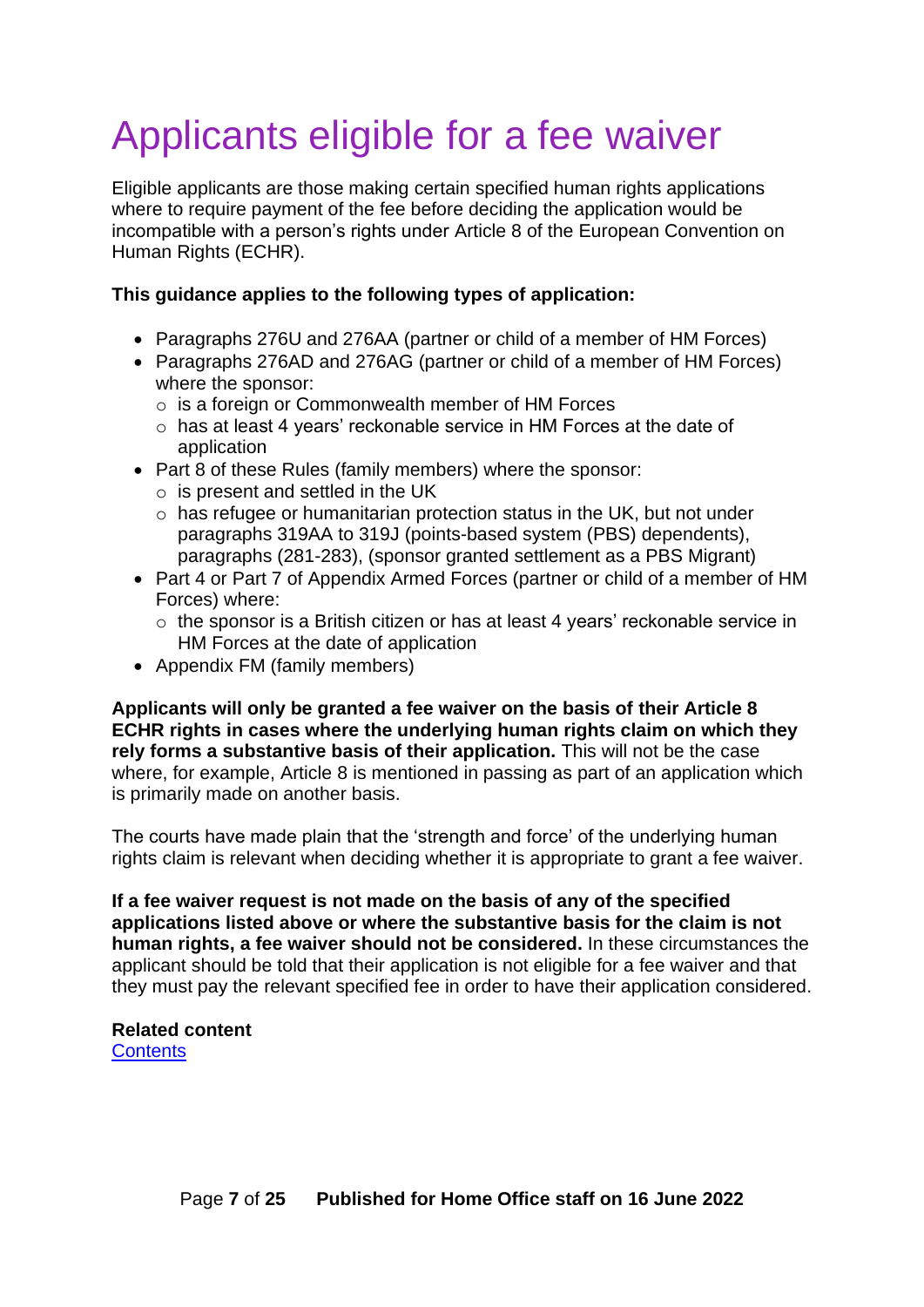# Applicants eligible for a fee waiver

Eligible applicants are those making certain specified human rights applications where to require payment of the fee before deciding the application would be incompatible with a person's rights under Article 8 of the European Convention on Human Rights (ECHR).

**This guidance applies to the following types of application:**

- Paragraphs 276U and 276AA (partner or child of a member of HM Forces)
- Paragraphs 276AD and 276AG (partner or child of a member of HM Forces) where the sponsor:
  - is a foreign or Commonwealth member of HM Forces
  - has at least 4 years' reckonable service in HM Forces at the date of application
- Part 8 of these Rules (family members) where the sponsor:
  - is present and settled in the UK
  - has refugee or humanitarian protection status in the UK, but not under paragraphs 319AA to 319J (points-based system (PBS) dependents), paragraphs (281-283), (sponsor granted settlement as a PBS Migrant)
- Part 4 or Part 7 of Appendix Armed Forces (partner or child of a member of HM Forces) where:
  - the sponsor is a British citizen or has at least 4 years' reckonable service in HM Forces at the date of application
- Appendix FM (family members)

**Applicants will only be granted a fee waiver on the basis of their Article 8 ECHR rights in cases where the underlying human rights claim on which they rely forms a substantive basis of their application.** This will not be the case where, for example, Article 8 is mentioned in passing as part of an application which is primarily made on another basis.

The courts have made plain that the 'strength and force' of the underlying human rights claim is relevant when deciding whether it is appropriate to grant a fee waiver.

**If a fee waiver request is not made on the basis of any of the specified applications listed above or where the substantive basis for the claim is not human rights, a fee waiver should not be considered.** In these circumstances the applicant should be told that their application is not eligible for a fee waiver and that they must pay the relevant specified fee in order to have their application considered.

**Related content**
[Contents]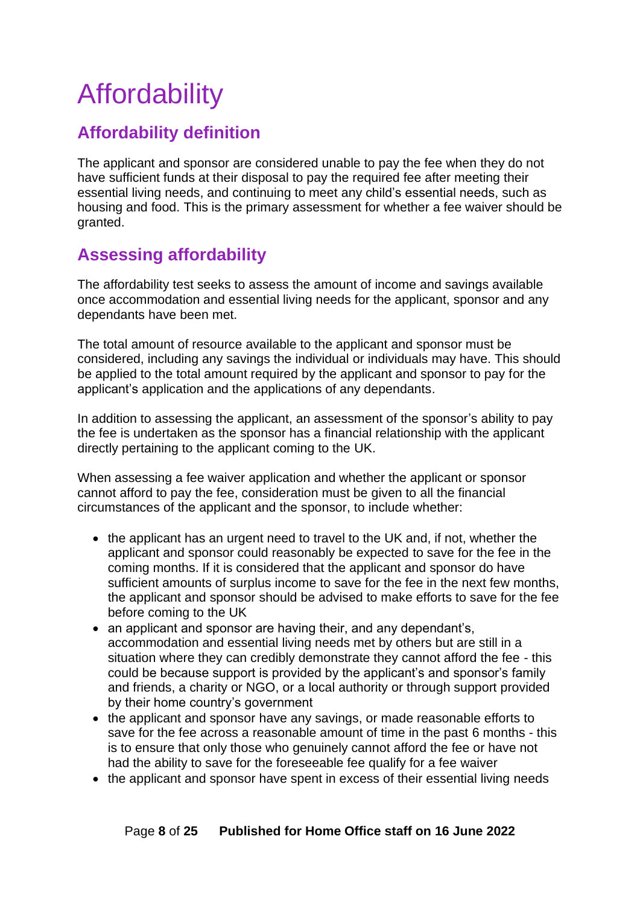# Affordability

## Affordability definition

The applicant and sponsor are considered unable to pay the fee when they do not have sufficient funds at their disposal to pay the required fee after meeting their essential living needs, and continuing to meet any child's essential needs, such as housing and food. This is the primary assessment for whether a fee waiver should be granted.

## Assessing affordability

The affordability test seeks to assess the amount of income and savings available once accommodation and essential living needs for the applicant, sponsor and any dependants have been met.

The total amount of resource available to the applicant and sponsor must be considered, including any savings the individual or individuals may have. This should be applied to the total amount required by the applicant and sponsor to pay for the applicant's application and the applications of any dependants.

In addition to assessing the applicant, an assessment of the sponsor's ability to pay the fee is undertaken as the sponsor has a financial relationship with the applicant directly pertaining to the applicant coming to the UK.

When assessing a fee waiver application and whether the applicant or sponsor cannot afford to pay the fee, consideration must be given to all the financial circumstances of the applicant and the sponsor, to include whether:

- the applicant has an urgent need to travel to the UK and, if not, whether the applicant and sponsor could reasonably be expected to save for the fee in the coming months. If it is considered that the applicant and sponsor do have sufficient amounts of surplus income to save for the fee in the next few months, the applicant and sponsor should be advised to make efforts to save for the fee before coming to the UK
- an applicant and sponsor are having their, and any dependant's, accommodation and essential living needs met by others but are still in a situation where they can credibly demonstrate they cannot afford the fee - this could be because support is provided by the applicant's and sponsor's family and friends, a charity or NGO, or a local authority or through support provided by their home country's government
- the applicant and sponsor have any savings, or made reasonable efforts to save for the fee across a reasonable amount of time in the past 6 months - this is to ensure that only those who genuinely cannot afford the fee or have not had the ability to save for the foreseeable fee qualify for a fee waiver
- the applicant and sponsor have spent in excess of their essential living needs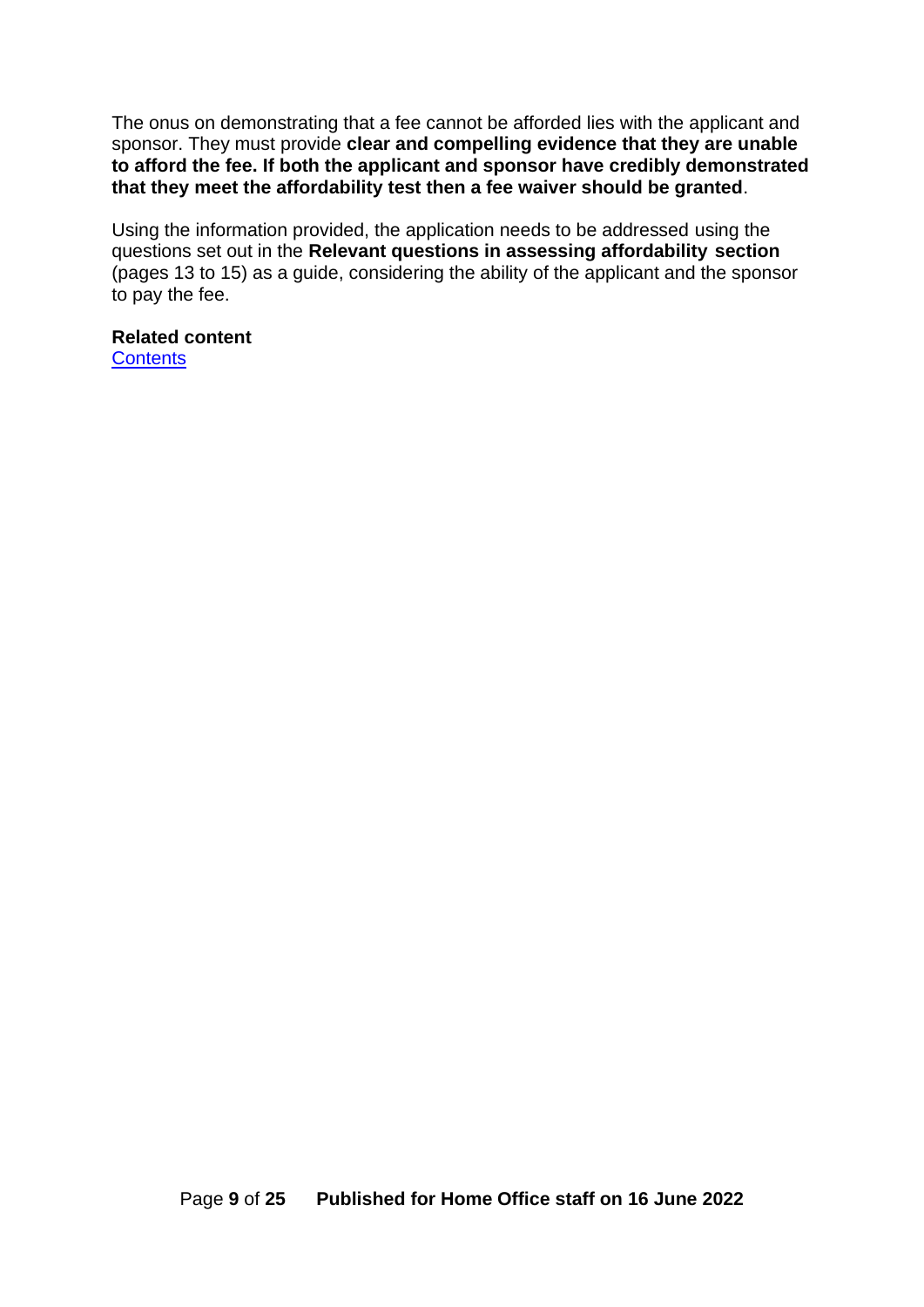The onus on demonstrating that a fee cannot be afforded lies with the applicant and sponsor. They must provide **clear and compelling evidence that they are unable to afford the fee. If both the applicant and sponsor have credibly demonstrated that they meet the affordability test then a fee waiver should be granted**.

Using the information provided, the application needs to be addressed using the questions set out in the **Relevant questions in assessing affordability section** (pages 13 to 15) as a guide, considering the ability of the applicant and the sponsor to pay the fee.

**Related content**
Contents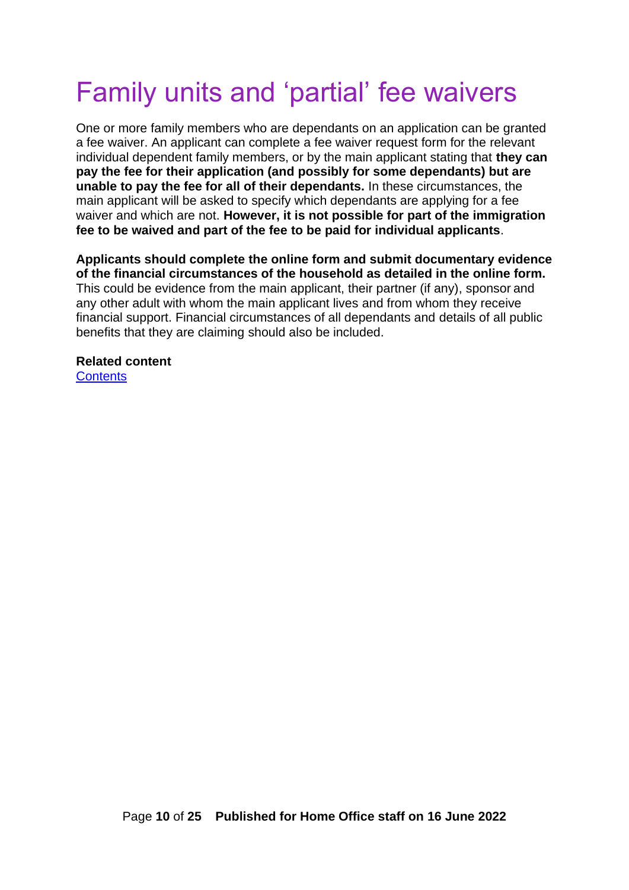# Family units and 'partial' fee waivers

One or more family members who are dependants on an application can be granted a fee waiver. An applicant can complete a fee waiver request form for the relevant individual dependent family members, or by the main applicant stating that **they can pay the fee for their application (and possibly for some dependants) but are unable to pay the fee for all of their dependants.** In these circumstances, the main applicant will be asked to specify which dependants are applying for a fee waiver and which are not. **However, it is not possible for part of the immigration fee to be waived and part of the fee to be paid for individual applicants**.

**Applicants should complete the online form and submit documentary evidence of the financial circumstances of the household as detailed in the online form.** This could be evidence from the main applicant, their partner (if any), sponsor and any other adult with whom the main applicant lives and from whom they receive financial support. Financial circumstances of all dependants and details of all public benefits that they are claiming should also be included.

**Related content**
Contents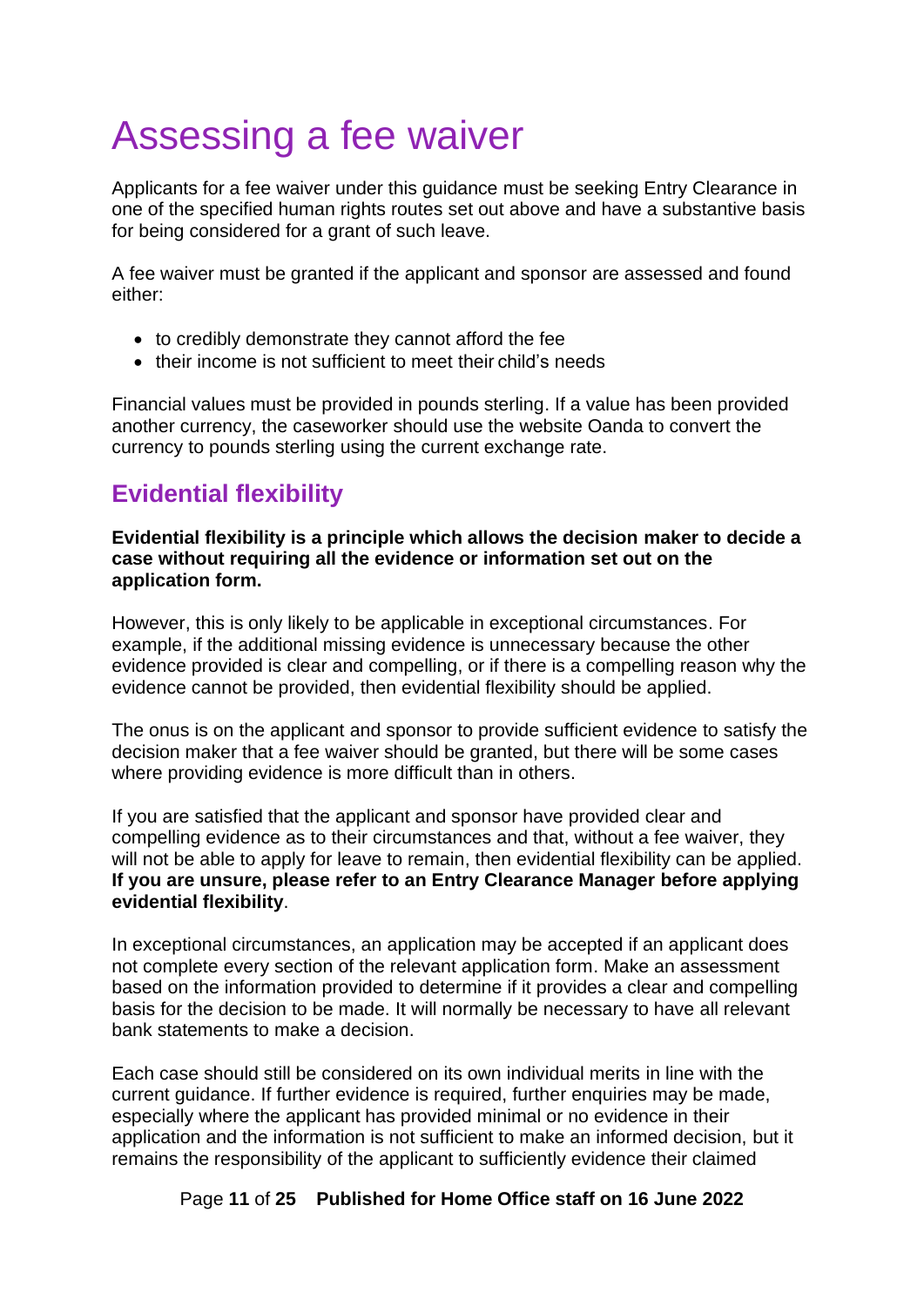# Assessing a fee waiver

Applicants for a fee waiver under this guidance must be seeking Entry Clearance in one of the specified human rights routes set out above and have a substantive basis for being considered for a grant of such leave.

A fee waiver must be granted if the applicant and sponsor are assessed and found either:

- to credibly demonstrate they cannot afford the fee
- their income is not sufficient to meet their child's needs

Financial values must be provided in pounds sterling. If a value has been provided another currency, the caseworker should use the website Oanda to convert the currency to pounds sterling using the current exchange rate.

## Evidential flexibility

**Evidential flexibility is a principle which allows the decision maker to decide a case without requiring all the evidence or information set out on the application form.**

However, this is only likely to be applicable in exceptional circumstances. For example, if the additional missing evidence is unnecessary because the other evidence provided is clear and compelling, or if there is a compelling reason why the evidence cannot be provided, then evidential flexibility should be applied.

The onus is on the applicant and sponsor to provide sufficient evidence to satisfy the decision maker that a fee waiver should be granted, but there will be some cases where providing evidence is more difficult than in others.

If you are satisfied that the applicant and sponsor have provided clear and compelling evidence as to their circumstances and that, without a fee waiver, they will not be able to apply for leave to remain, then evidential flexibility can be applied. **If you are unsure, please refer to an Entry Clearance Manager before applying evidential flexibility**.

In exceptional circumstances, an application may be accepted if an applicant does not complete every section of the relevant application form. Make an assessment based on the information provided to determine if it provides a clear and compelling basis for the decision to be made. It will normally be necessary to have all relevant bank statements to make a decision.

Each case should still be considered on its own individual merits in line with the current guidance. If further evidence is required, further enquiries may be made, especially where the applicant has provided minimal or no evidence in their application and the information is not sufficient to make an informed decision, but it remains the responsibility of the applicant to sufficiently evidence their claimed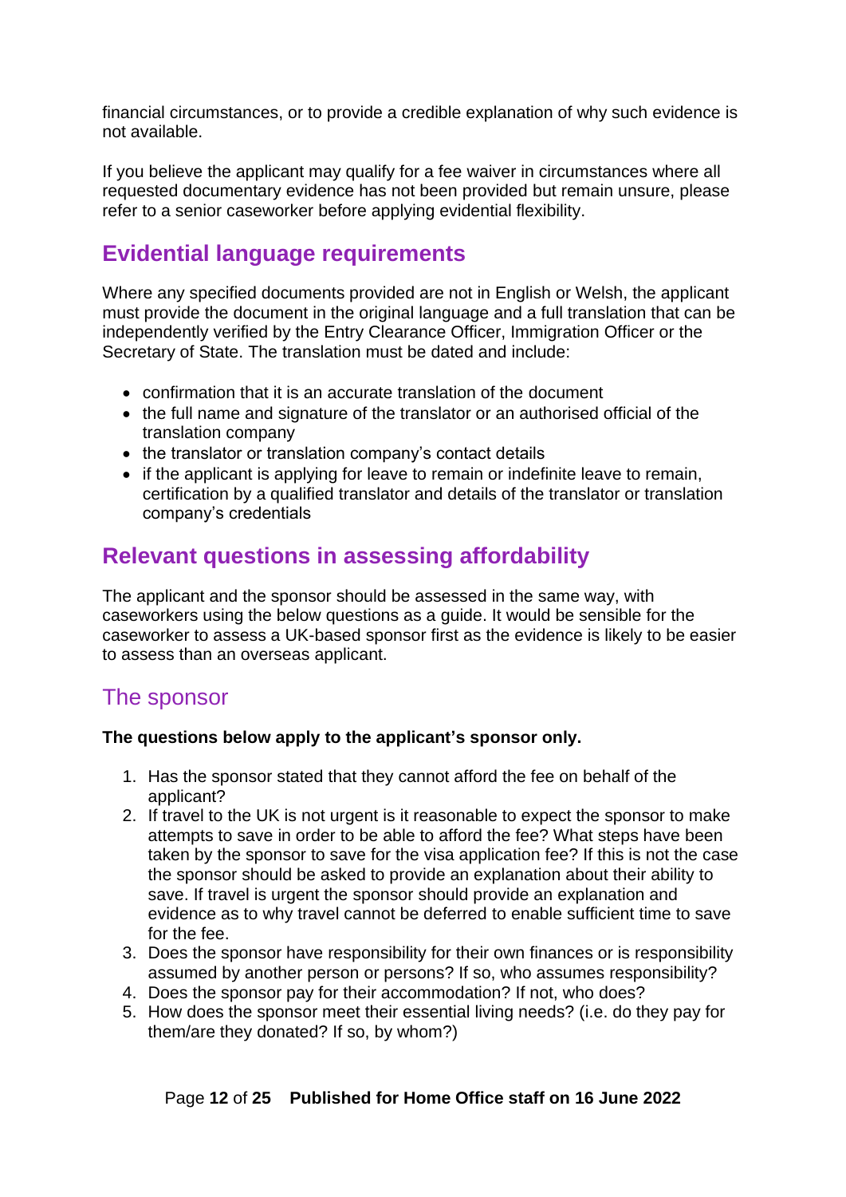financial circumstances, or to provide a credible explanation of why such evidence is not available.

If you believe the applicant may qualify for a fee waiver in circumstances where all requested documentary evidence has not been provided but remain unsure, please refer to a senior caseworker before applying evidential flexibility.

## Evidential language requirements

Where any specified documents provided are not in English or Welsh, the applicant must provide the document in the original language and a full translation that can be independently verified by the Entry Clearance Officer, Immigration Officer or the Secretary of State. The translation must be dated and include:

- confirmation that it is an accurate translation of the document
- the full name and signature of the translator or an authorised official of the translation company
- the translator or translation company's contact details
- if the applicant is applying for leave to remain or indefinite leave to remain, certification by a qualified translator and details of the translator or translation company's credentials

## Relevant questions in assessing affordability

The applicant and the sponsor should be assessed in the same way, with caseworkers using the below questions as a guide. It would be sensible for the caseworker to assess a UK-based sponsor first as the evidence is likely to be easier to assess than an overseas applicant.

### The sponsor

**The questions below apply to the applicant's sponsor only.**

1. Has the sponsor stated that they cannot afford the fee on behalf of the applicant?
2. If travel to the UK is not urgent is it reasonable to expect the sponsor to make attempts to save in order to be able to afford the fee? What steps have been taken by the sponsor to save for the visa application fee? If this is not the case the sponsor should be asked to provide an explanation about their ability to save. If travel is urgent the sponsor should provide an explanation and evidence as to why travel cannot be deferred to enable sufficient time to save for the fee.
3. Does the sponsor have responsibility for their own finances or is responsibility assumed by another person or persons? If so, who assumes responsibility?
4. Does the sponsor pay for their accommodation? If not, who does?
5. How does the sponsor meet their essential living needs? (i.e. do they pay for them/are they donated? If so, by whom?)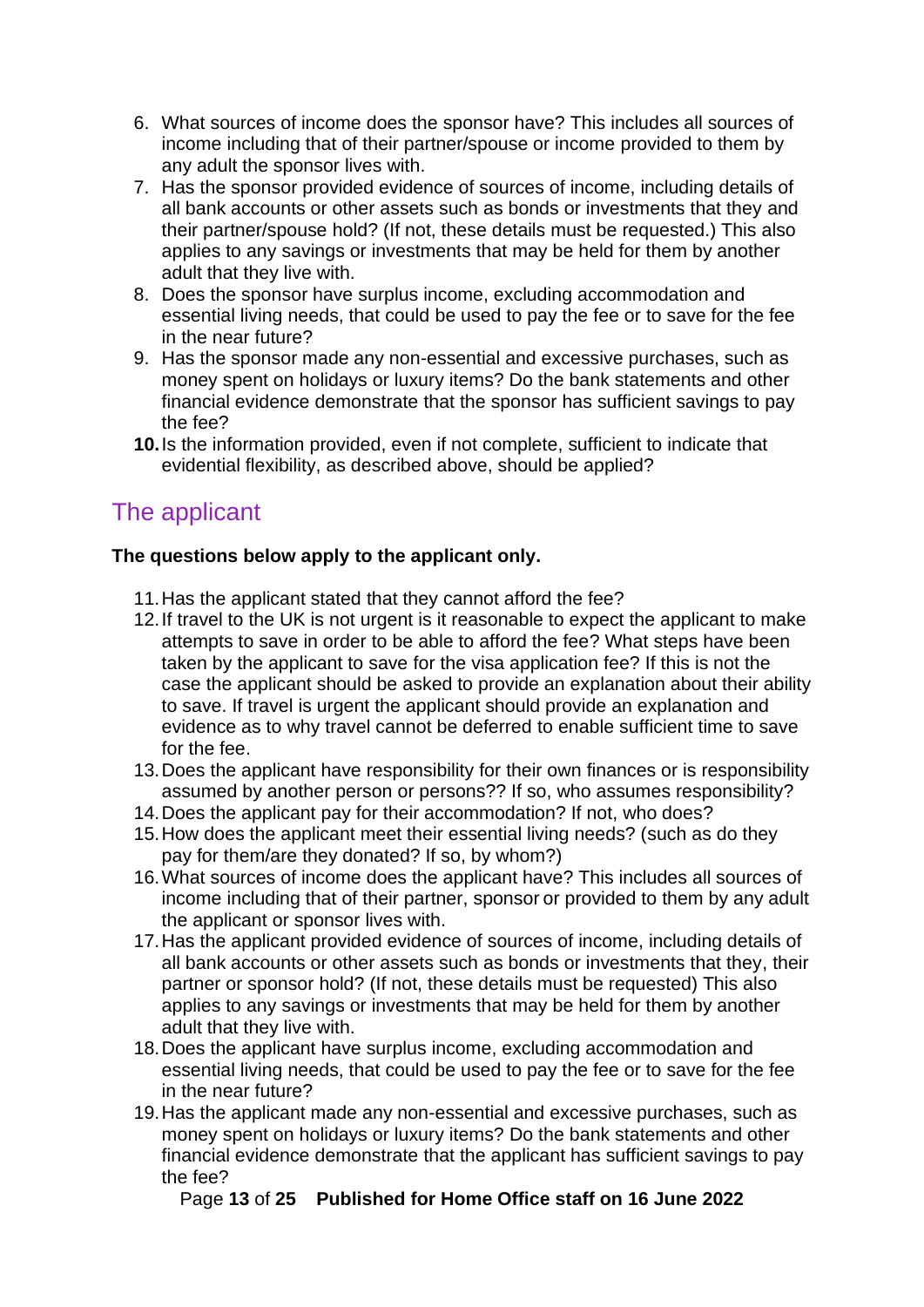6. What sources of income does the sponsor have? This includes all sources of income including that of their partner/spouse or income provided to them by any adult the sponsor lives with.
7. Has the sponsor provided evidence of sources of income, including details of all bank accounts or other assets such as bonds or investments that they and their partner/spouse hold? (If not, these details must be requested.) This also applies to any savings or investments that may be held for them by another adult that they live with.
8. Does the sponsor have surplus income, excluding accommodation and essential living needs, that could be used to pay the fee or to save for the fee in the near future?
9. Has the sponsor made any non-essential and excessive purchases, such as money spent on holidays or luxury items? Do the bank statements and other financial evidence demonstrate that the sponsor has sufficient savings to pay the fee?
10. Is the information provided, even if not complete, sufficient to indicate that evidential flexibility, as described above, should be applied?

## The applicant

**The questions below apply to the applicant only.**

11. Has the applicant stated that they cannot afford the fee?
12. If travel to the UK is not urgent is it reasonable to expect the applicant to make attempts to save in order to be able to afford the fee? What steps have been taken by the applicant to save for the visa application fee? If this is not the case the applicant should be asked to provide an explanation about their ability to save. If travel is urgent the applicant should provide an explanation and evidence as to why travel cannot be deferred to enable sufficient time to save for the fee.
13. Does the applicant have responsibility for their own finances or is responsibility assumed by another person or persons?? If so, who assumes responsibility?
14. Does the applicant pay for their accommodation? If not, who does?
15. How does the applicant meet their essential living needs? (such as do they pay for them/are they donated? If so, by whom?)
16. What sources of income does the applicant have? This includes all sources of income including that of their partner, sponsor or provided to them by any adult the applicant or sponsor lives with.
17. Has the applicant provided evidence of sources of income, including details of all bank accounts or other assets such as bonds or investments that they, their partner or sponsor hold? (If not, these details must be requested) This also applies to any savings or investments that may be held for them by another adult that they live with.
18. Does the applicant have surplus income, excluding accommodation and essential living needs, that could be used to pay the fee or to save for the fee in the near future?
19. Has the applicant made any non-essential and excessive purchases, such as money spent on holidays or luxury items? Do the bank statements and other financial evidence demonstrate that the applicant has sufficient savings to pay the fee?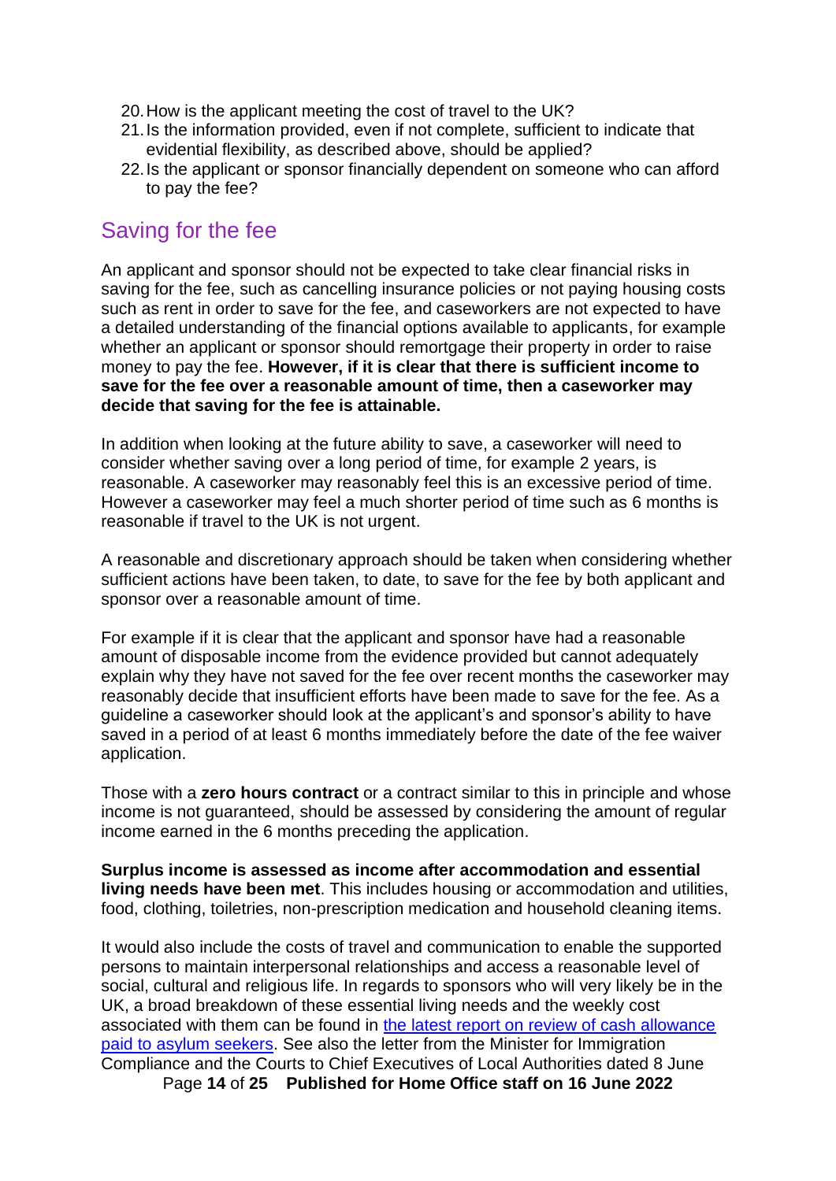20. How is the applicant meeting the cost of travel to the UK?
21. Is the information provided, even if not complete, sufficient to indicate that evidential flexibility, as described above, should be applied?
22. Is the applicant or sponsor financially dependent on someone who can afford to pay the fee?

## Saving for the fee

An applicant and sponsor should not be expected to take clear financial risks in saving for the fee, such as cancelling insurance policies or not paying housing costs such as rent in order to save for the fee, and caseworkers are not expected to have a detailed understanding of the financial options available to applicants, for example whether an applicant or sponsor should remortgage their property in order to raise money to pay the fee. **However, if it is clear that there is sufficient income to save for the fee over a reasonable amount of time, then a caseworker may decide that saving for the fee is attainable.**

In addition when looking at the future ability to save, a caseworker will need to consider whether saving over a long period of time, for example 2 years, is reasonable. A caseworker may reasonably feel this is an excessive period of time. However a caseworker may feel a much shorter period of time such as 6 months is reasonable if travel to the UK is not urgent.

A reasonable and discretionary approach should be taken when considering whether sufficient actions have been taken, to date, to save for the fee by both applicant and sponsor over a reasonable amount of time.

For example if it is clear that the applicant and sponsor have had a reasonable amount of disposable income from the evidence provided but cannot adequately explain why they have not saved for the fee over recent months the caseworker may reasonably decide that insufficient efforts have been made to save for the fee. As a guideline a caseworker should look at the applicant's and sponsor's ability to have saved in a period of at least 6 months immediately before the date of the fee waiver application.

Those with a **zero hours contract** or a contract similar to this in principle and whose income is not guaranteed, should be assessed by considering the amount of regular income earned in the 6 months preceding the application.

**Surplus income is assessed as income after accommodation and essential living needs have been met**. This includes housing or accommodation and utilities, food, clothing, toiletries, non-prescription medication and household cleaning items.

It would also include the costs of travel and communication to enable the supported persons to maintain interpersonal relationships and access a reasonable level of social, cultural and religious life. In regards to sponsors who will very likely be in the UK, a broad breakdown of these essential living needs and the weekly cost associated with them can be found in the latest report on review of cash allowance paid to asylum seekers. See also the letter from the Minister for Immigration Compliance and the Courts to Chief Executives of Local Authorities dated 8 June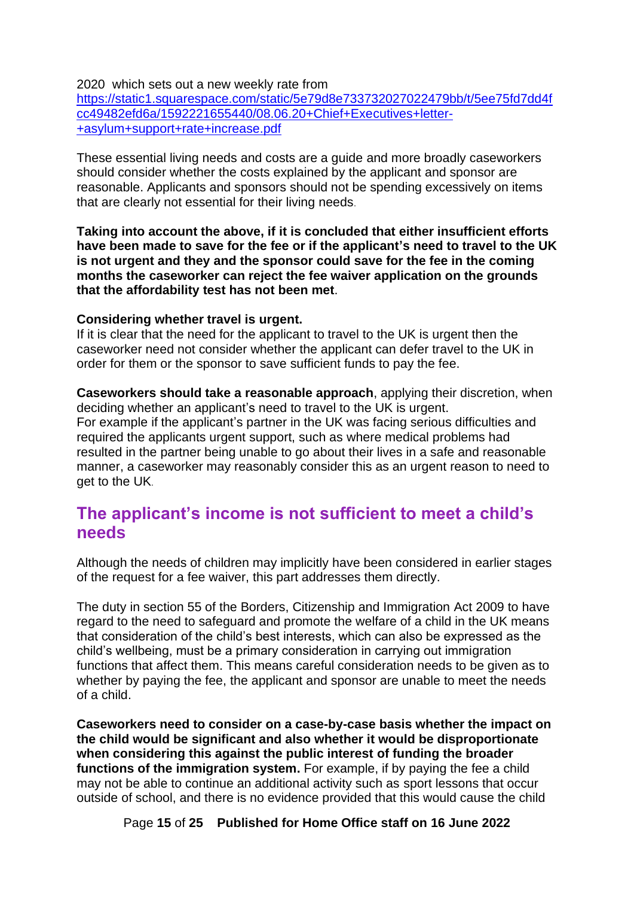2020 which sets out a new weekly rate from https://static1.squarespace.com/static/5e79d8e733732027022479bb/t/5ee75fd7dd4fcc49482efd6a/1592221655440/08.06.20+Chief+Executives+letter-+asylum+support+rate+increase.pdf

These essential living needs and costs are a guide and more broadly caseworkers should consider whether the costs explained by the applicant and sponsor are reasonable. Applicants and sponsors should not be spending excessively on items that are clearly not essential for their living needs.

**Taking into account the above, if it is concluded that either insufficient efforts have been made to save for the fee or if the applicant's need to travel to the UK is not urgent and they and the sponsor could save for the fee in the coming months the caseworker can reject the fee waiver application on the grounds that the affordability test has not been met**.

**Considering whether travel is urgent.**
If it is clear that the need for the applicant to travel to the UK is urgent then the caseworker need not consider whether the applicant can defer travel to the UK in order for them or the sponsor to save sufficient funds to pay the fee.

**Caseworkers should take a reasonable approach**, applying their discretion, when deciding whether an applicant's need to travel to the UK is urgent.
For example if the applicant's partner in the UK was facing serious difficulties and required the applicants urgent support, such as where medical problems had resulted in the partner being unable to go about their lives in a safe and reasonable manner, a caseworker may reasonably consider this as an urgent reason to need to get to the UK.

## The applicant's income is not sufficient to meet a child's needs

Although the needs of children may implicitly have been considered in earlier stages of the request for a fee waiver, this part addresses them directly.

The duty in section 55 of the Borders, Citizenship and Immigration Act 2009 to have regard to the need to safeguard and promote the welfare of a child in the UK means that consideration of the child's best interests, which can also be expressed as the child's wellbeing, must be a primary consideration in carrying out immigration functions that affect them. This means careful consideration needs to be given as to whether by paying the fee, the applicant and sponsor are unable to meet the needs of a child.

**Caseworkers need to consider on a case-by-case basis whether the impact on the child would be significant and also whether it would be disproportionate when considering this against the public interest of funding the broader functions of the immigration system.** For example, if by paying the fee a child may not be able to continue an additional activity such as sport lessons that occur outside of school, and there is no evidence provided that this would cause the child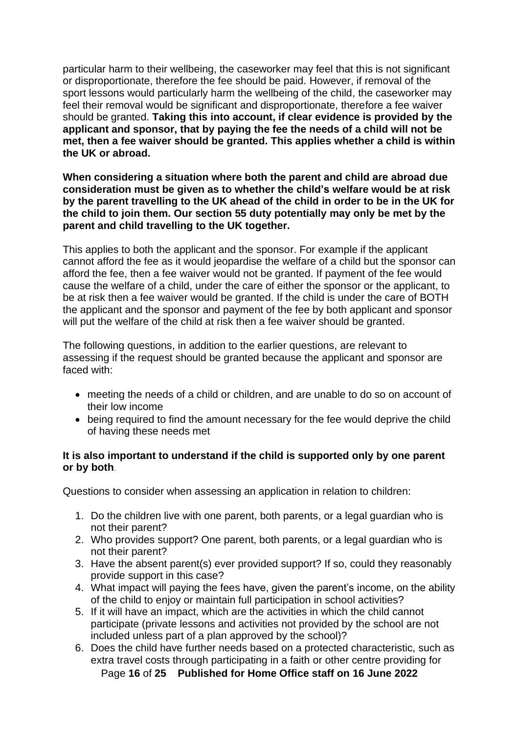particular harm to their wellbeing, the caseworker may feel that this is not significant or disproportionate, therefore the fee should be paid. However, if removal of the sport lessons would particularly harm the wellbeing of the child, the caseworker may feel their removal would be significant and disproportionate, therefore a fee waiver should be granted. **Taking this into account, if clear evidence is provided by the applicant and sponsor, that by paying the fee the needs of a child will not be met, then a fee waiver should be granted. This applies whether a child is within the UK or abroad.**

**When considering a situation where both the parent and child are abroad due consideration must be given as to whether the child's welfare would be at risk by the parent travelling to the UK ahead of the child in order to be in the UK for the child to join them. Our section 55 duty potentially may only be met by the parent and child travelling to the UK together.**

This applies to both the applicant and the sponsor. For example if the applicant cannot afford the fee as it would jeopardise the welfare of a child but the sponsor can afford the fee, then a fee waiver would not be granted. If payment of the fee would cause the welfare of a child, under the care of either the sponsor or the applicant, to be at risk then a fee waiver would be granted. If the child is under the care of BOTH the applicant and the sponsor and payment of the fee by both applicant and sponsor will put the welfare of the child at risk then a fee waiver should be granted.

The following questions, in addition to the earlier questions, are relevant to assessing if the request should be granted because the applicant and sponsor are faced with:

- meeting the needs of a child or children, and are unable to do so on account of their low income
- being required to find the amount necessary for the fee would deprive the child of having these needs met

**It is also important to understand if the child is supported only by one parent or by both**.

Questions to consider when assessing an application in relation to children:

1. Do the children live with one parent, both parents, or a legal guardian who is not their parent?
2. Who provides support? One parent, both parents, or a legal guardian who is not their parent?
3. Have the absent parent(s) ever provided support? If so, could they reasonably provide support in this case?
4. What impact will paying the fees have, given the parent's income, on the ability of the child to enjoy or maintain full participation in school activities?
5. If it will have an impact, which are the activities in which the child cannot participate (private lessons and activities not provided by the school are not included unless part of a plan approved by the school)?
6. Does the child have further needs based on a protected characteristic, such as extra travel costs through participating in a faith or other centre providing for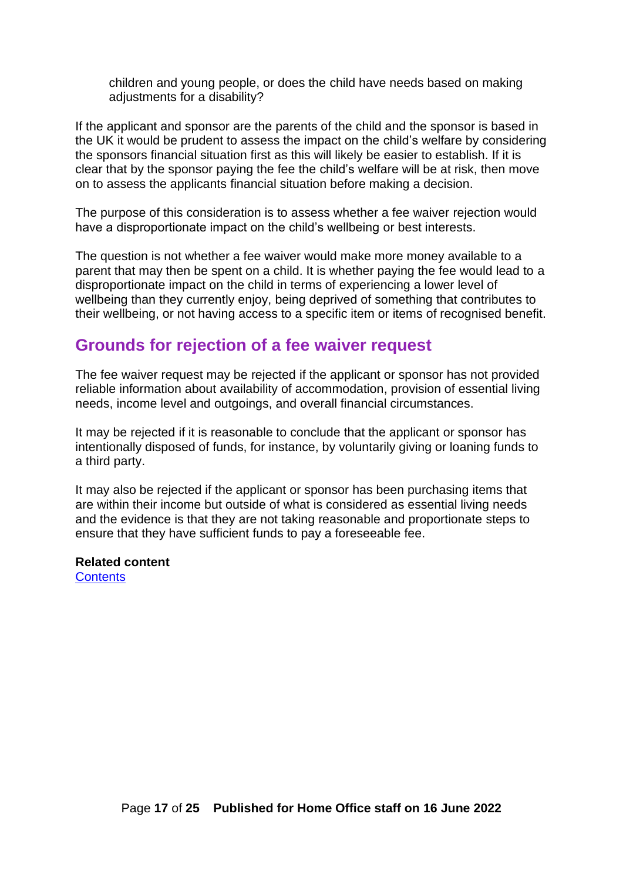children and young people, or does the child have needs based on making adjustments for a disability?

If the applicant and sponsor are the parents of the child and the sponsor is based in the UK it would be prudent to assess the impact on the child's welfare by considering the sponsors financial situation first as this will likely be easier to establish. If it is clear that by the sponsor paying the fee the child's welfare will be at risk, then move on to assess the applicants financial situation before making a decision.

The purpose of this consideration is to assess whether a fee waiver rejection would have a disproportionate impact on the child's wellbeing or best interests.

The question is not whether a fee waiver would make more money available to a parent that may then be spent on a child. It is whether paying the fee would lead to a disproportionate impact on the child in terms of experiencing a lower level of wellbeing than they currently enjoy, being deprived of something that contributes to their wellbeing, or not having access to a specific item or items of recognised benefit.

## Grounds for rejection of a fee waiver request

The fee waiver request may be rejected if the applicant or sponsor has not provided reliable information about availability of accommodation, provision of essential living needs, income level and outgoings, and overall financial circumstances.

It may be rejected if it is reasonable to conclude that the applicant or sponsor has intentionally disposed of funds, for instance, by voluntarily giving or loaning funds to a third party.

It may also be rejected if the applicant or sponsor has been purchasing items that are within their income but outside of what is considered as essential living needs and the evidence is that they are not taking reasonable and proportionate steps to ensure that they have sufficient funds to pay a foreseeable fee.

**Related content**
[Contents]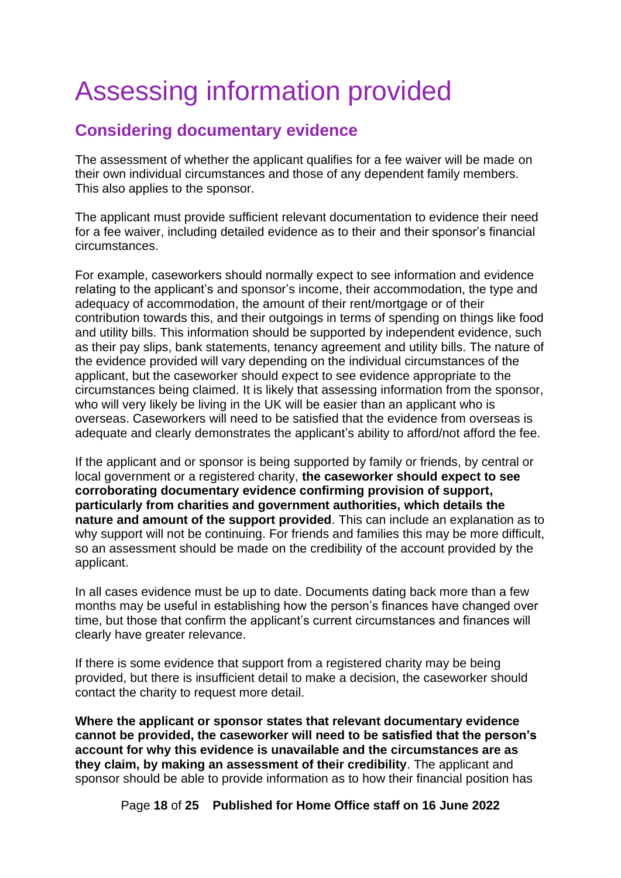# Assessing information provided

## Considering documentary evidence

The assessment of whether the applicant qualifies for a fee waiver will be made on their own individual circumstances and those of any dependent family members. This also applies to the sponsor.

The applicant must provide sufficient relevant documentation to evidence their need for a fee waiver, including detailed evidence as to their and their sponsor's financial circumstances.

For example, caseworkers should normally expect to see information and evidence relating to the applicant's and sponsor's income, their accommodation, the type and adequacy of accommodation, the amount of their rent/mortgage or of their contribution towards this, and their outgoings in terms of spending on things like food and utility bills. This information should be supported by independent evidence, such as their pay slips, bank statements, tenancy agreement and utility bills. The nature of the evidence provided will vary depending on the individual circumstances of the applicant, but the caseworker should expect to see evidence appropriate to the circumstances being claimed. It is likely that assessing information from the sponsor, who will very likely be living in the UK will be easier than an applicant who is overseas. Caseworkers will need to be satisfied that the evidence from overseas is adequate and clearly demonstrates the applicant's ability to afford/not afford the fee.

If the applicant and or sponsor is being supported by family or friends, by central or local government or a registered charity, **the caseworker should expect to see corroborating documentary evidence confirming provision of support, particularly from charities and government authorities, which details the nature and amount of the support provided**. This can include an explanation as to why support will not be continuing. For friends and families this may be more difficult, so an assessment should be made on the credibility of the account provided by the applicant.

In all cases evidence must be up to date. Documents dating back more than a few months may be useful in establishing how the person's finances have changed over time, but those that confirm the applicant's current circumstances and finances will clearly have greater relevance.

If there is some evidence that support from a registered charity may be being provided, but there is insufficient detail to make a decision, the caseworker should contact the charity to request more detail.

**Where the applicant or sponsor states that relevant documentary evidence cannot be provided, the caseworker will need to be satisfied that the person's account for why this evidence is unavailable and the circumstances are as they claim, by making an assessment of their credibility**. The applicant and sponsor should be able to provide information as to how their financial position has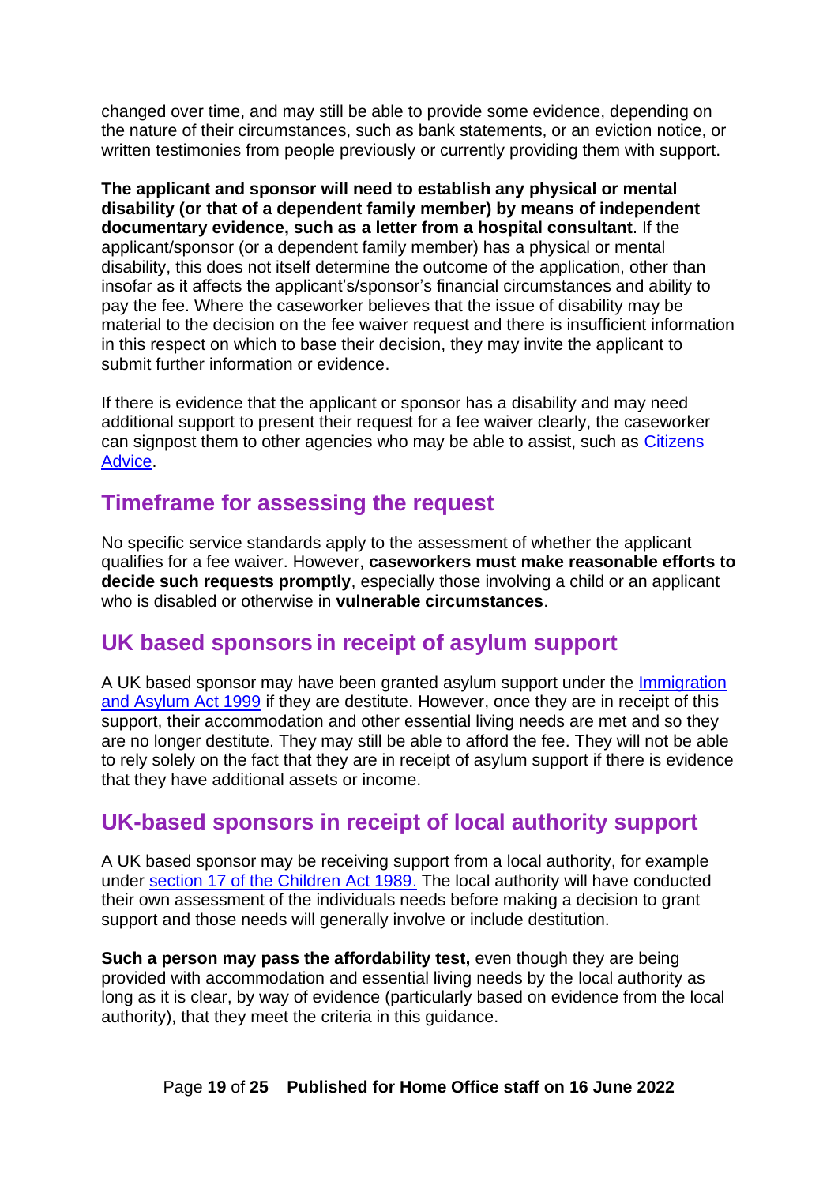changed over time, and may still be able to provide some evidence, depending on the nature of their circumstances, such as bank statements, or an eviction notice, or written testimonies from people previously or currently providing them with support.

**The applicant and sponsor will need to establish any physical or mental disability (or that of a dependent family member) by means of independent documentary evidence, such as a letter from a hospital consultant**. If the applicant/sponsor (or a dependent family member) has a physical or mental disability, this does not itself determine the outcome of the application, other than insofar as it affects the applicant's/sponsor's financial circumstances and ability to pay the fee. Where the caseworker believes that the issue of disability may be material to the decision on the fee waiver request and there is insufficient information in this respect on which to base their decision, they may invite the applicant to submit further information or evidence.

If there is evidence that the applicant or sponsor has a disability and may need additional support to present their request for a fee waiver clearly, the caseworker can signpost them to other agencies who may be able to assist, such as Citizens Advice.

## Timeframe for assessing the request

No specific service standards apply to the assessment of whether the applicant qualifies for a fee waiver. However, **caseworkers must make reasonable efforts to decide such requests promptly**, especially those involving a child or an applicant who is disabled or otherwise in **vulnerable circumstances**.

## UK based sponsors in receipt of asylum support

A UK based sponsor may have been granted asylum support under the Immigration and Asylum Act 1999 if they are destitute. However, once they are in receipt of this support, their accommodation and other essential living needs are met and so they are no longer destitute. They may still be able to afford the fee. They will not be able to rely solely on the fact that they are in receipt of asylum support if there is evidence that they have additional assets or income.

## UK-based sponsors in receipt of local authority support

A UK based sponsor may be receiving support from a local authority, for example under section 17 of the Children Act 1989. The local authority will have conducted their own assessment of the individuals needs before making a decision to grant support and those needs will generally involve or include destitution.

**Such a person may pass the affordability test,** even though they are being provided with accommodation and essential living needs by the local authority as long as it is clear, by way of evidence (particularly based on evidence from the local authority), that they meet the criteria in this guidance.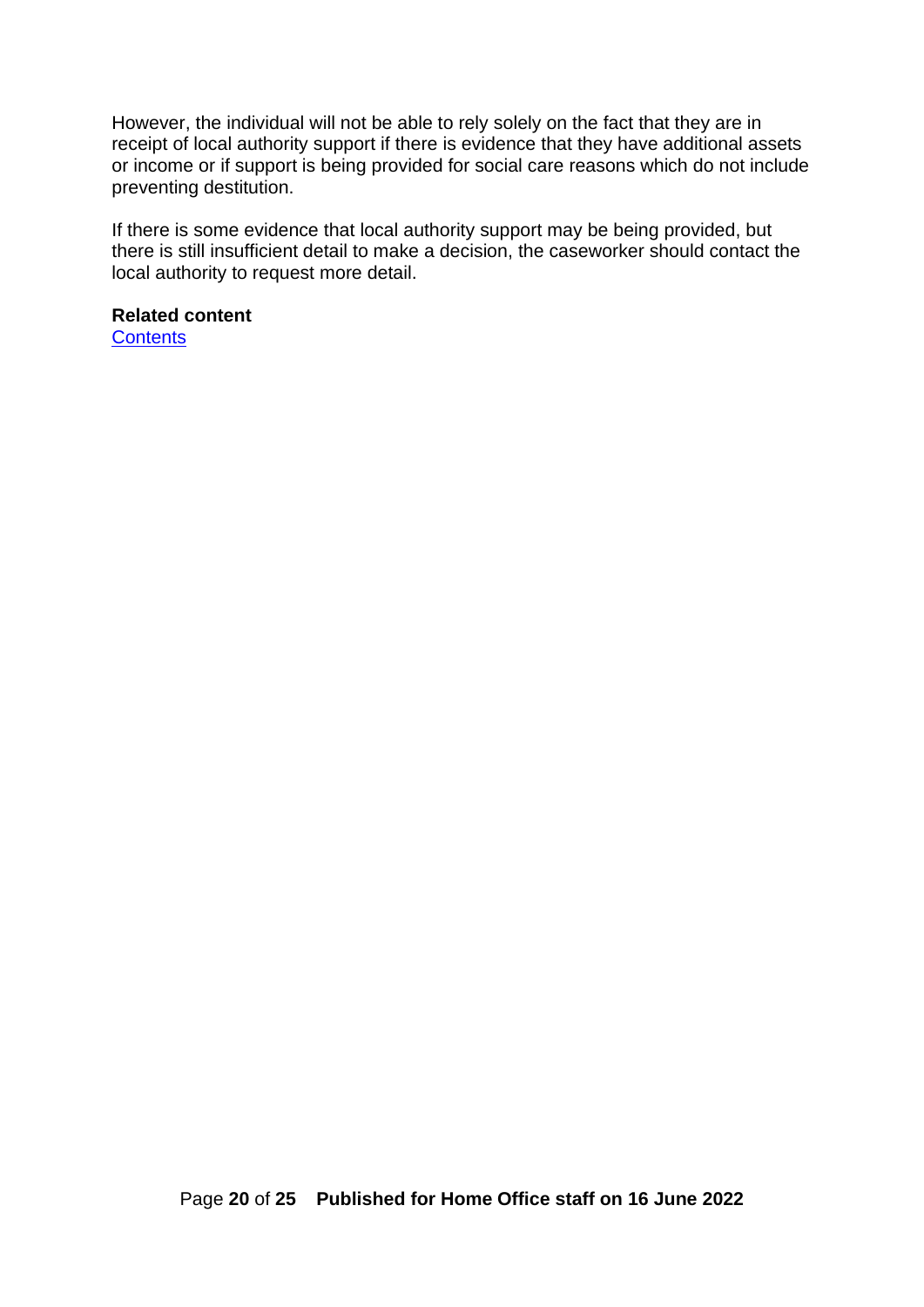However, the individual will not be able to rely solely on the fact that they are in receipt of local authority support if there is evidence that they have additional assets or income or if support is being provided for social care reasons which do not include preventing destitution.

If there is some evidence that local authority support may be being provided, but there is still insufficient detail to make a decision, the caseworker should contact the local authority to request more detail.

**Related content**
Contents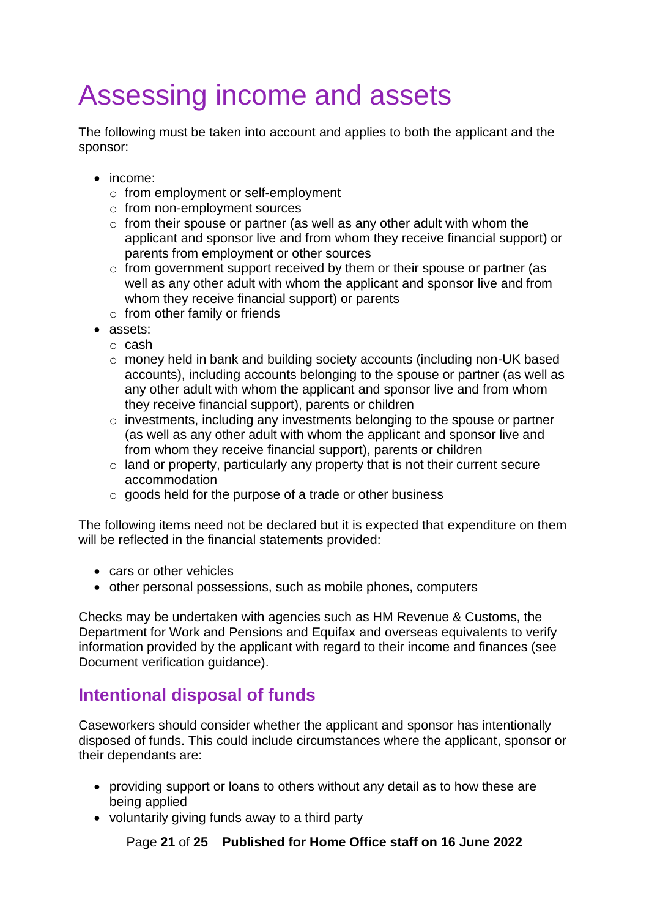# Assessing income and assets

The following must be taken into account and applies to both the applicant and the sponsor:

- income:
  - from employment or self-employment
  - from non-employment sources
  - from their spouse or partner (as well as any other adult with whom the applicant and sponsor live and from whom they receive financial support) or parents from employment or other sources
  - from government support received by them or their spouse or partner (as well as any other adult with whom the applicant and sponsor live and from whom they receive financial support) or parents
  - from other family or friends
- assets:
  - cash
  - money held in bank and building society accounts (including non-UK based accounts), including accounts belonging to the spouse or partner (as well as any other adult with whom the applicant and sponsor live and from whom they receive financial support), parents or children
  - investments, including any investments belonging to the spouse or partner (as well as any other adult with whom the applicant and sponsor live and from whom they receive financial support), parents or children
  - land or property, particularly any property that is not their current secure accommodation
  - goods held for the purpose of a trade or other business

The following items need not be declared but it is expected that expenditure on them will be reflected in the financial statements provided:

- cars or other vehicles
- other personal possessions, such as mobile phones, computers

Checks may be undertaken with agencies such as HM Revenue & Customs, the Department for Work and Pensions and Equifax and overseas equivalents to verify information provided by the applicant with regard to their income and finances (see Document verification guidance).

## Intentional disposal of funds

Caseworkers should consider whether the applicant and sponsor has intentionally disposed of funds. This could include circumstances where the applicant, sponsor or their dependants are:

- providing support or loans to others without any detail as to how these are being applied
- voluntarily giving funds away to a third party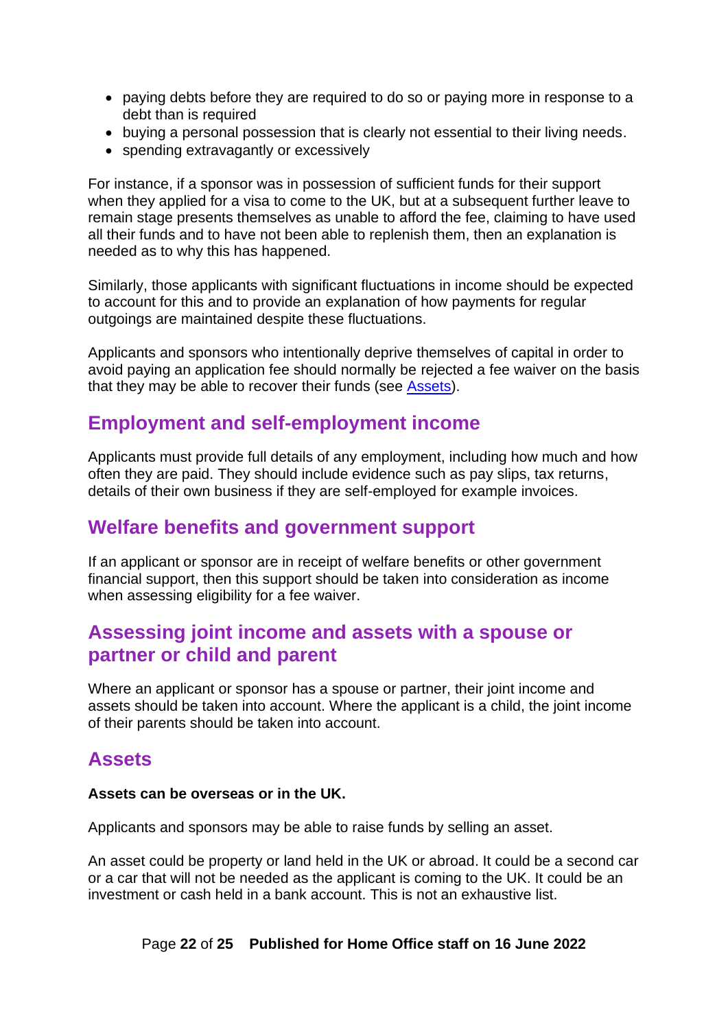- paying debts before they are required to do so or paying more in response to a debt than is required
- buying a personal possession that is clearly not essential to their living needs.
- spending extravagantly or excessively

For instance, if a sponsor was in possession of sufficient funds for their support when they applied for a visa to come to the UK, but at a subsequent further leave to remain stage presents themselves as unable to afford the fee, claiming to have used all their funds and to have not been able to replenish them, then an explanation is needed as to why this has happened.

Similarly, those applicants with significant fluctuations in income should be expected to account for this and to provide an explanation of how payments for regular outgoings are maintained despite these fluctuations.

Applicants and sponsors who intentionally deprive themselves of capital in order to avoid paying an application fee should normally be rejected a fee waiver on the basis that they may be able to recover their funds (see [Assets](#assets)).

## Employment and self-employment income

Applicants must provide full details of any employment, including how much and how often they are paid. They should include evidence such as pay slips, tax returns, details of their own business if they are self-employed for example invoices.

## Welfare benefits and government support

If an applicant or sponsor are in receipt of welfare benefits or other government financial support, then this support should be taken into consideration as income when assessing eligibility for a fee waiver.

## Assessing joint income and assets with a spouse or partner or child and parent

Where an applicant or sponsor has a spouse or partner, their joint income and assets should be taken into account. Where the applicant is a child, the joint income of their parents should be taken into account.

## Assets

**Assets can be overseas or in the UK.**

Applicants and sponsors may be able to raise funds by selling an asset.

An asset could be property or land held in the UK or abroad. It could be a second car or a car that will not be needed as the applicant is coming to the UK. It could be an investment or cash held in a bank account. This is not an exhaustive list.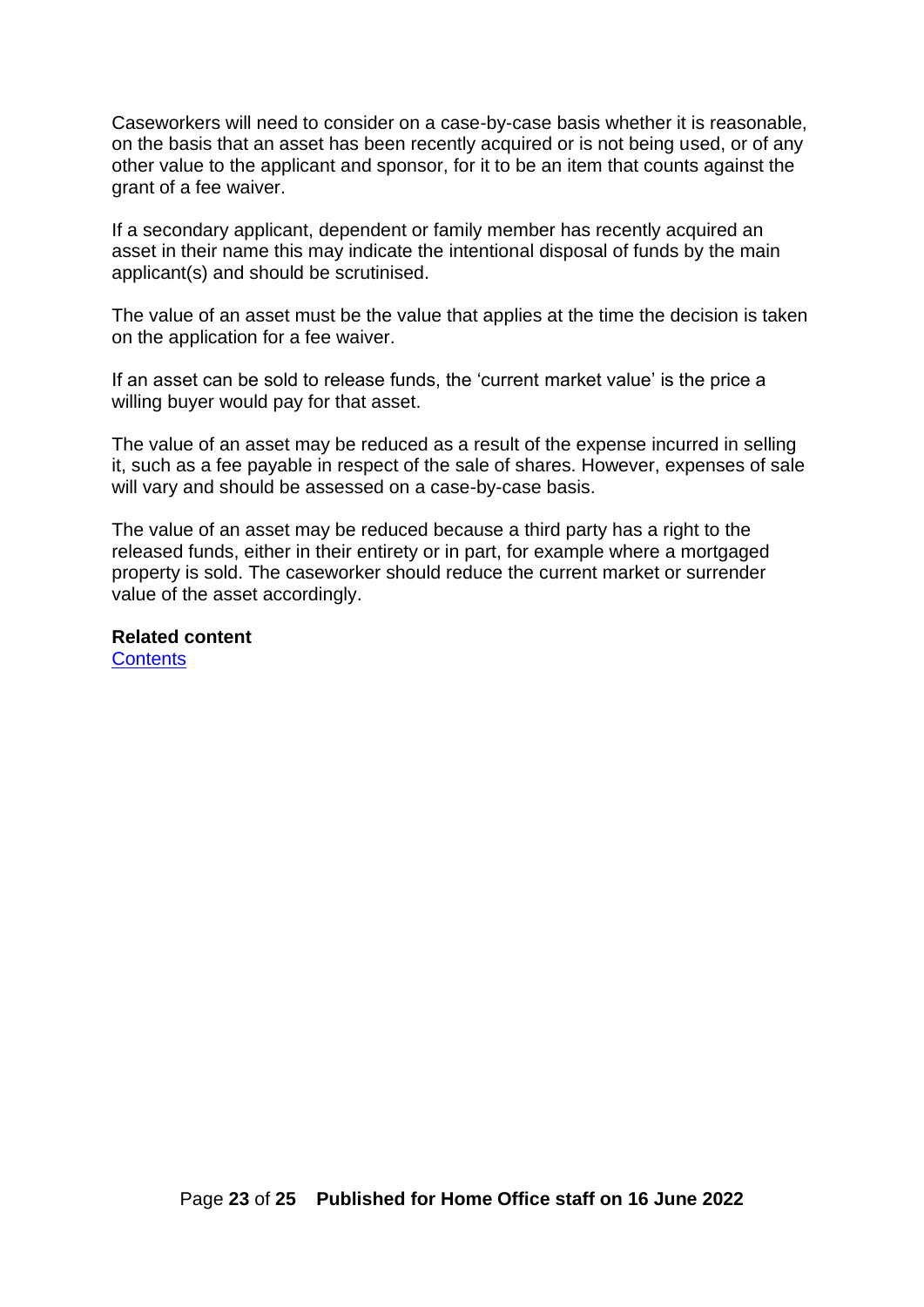Caseworkers will need to consider on a case-by-case basis whether it is reasonable, on the basis that an asset has been recently acquired or is not being used, or of any other value to the applicant and sponsor, for it to be an item that counts against the grant of a fee waiver.

If a secondary applicant, dependent or family member has recently acquired an asset in their name this may indicate the intentional disposal of funds by the main applicant(s) and should be scrutinised.

The value of an asset must be the value that applies at the time the decision is taken on the application for a fee waiver.

If an asset can be sold to release funds, the 'current market value' is the price a willing buyer would pay for that asset.

The value of an asset may be reduced as a result of the expense incurred in selling it, such as a fee payable in respect of the sale of shares. However, expenses of sale will vary and should be assessed on a case-by-case basis.

The value of an asset may be reduced because a third party has a right to the released funds, either in their entirety or in part, for example where a mortgaged property is sold. The caseworker should reduce the current market or surrender value of the asset accordingly.

**Related content**
[Contents]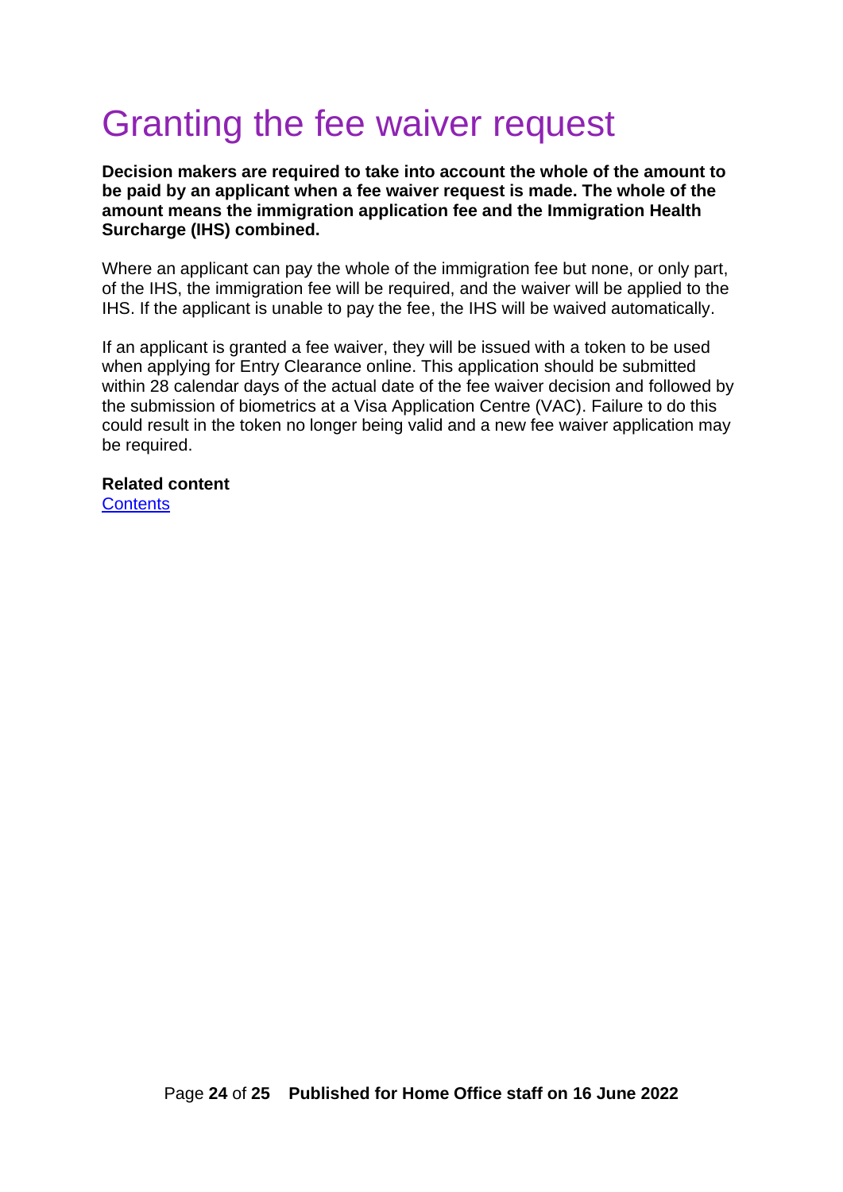# Granting the fee waiver request

**Decision makers are required to take into account the whole of the amount to be paid by an applicant when a fee waiver request is made. The whole of the amount means the immigration application fee and the Immigration Health Surcharge (IHS) combined.**

Where an applicant can pay the whole of the immigration fee but none, or only part, of the IHS, the immigration fee will be required, and the waiver will be applied to the IHS. If the applicant is unable to pay the fee, the IHS will be waived automatically.

If an applicant is granted a fee waiver, they will be issued with a token to be used when applying for Entry Clearance online. This application should be submitted within 28 calendar days of the actual date of the fee waiver decision and followed by the submission of biometrics at a Visa Application Centre (VAC). Failure to do this could result in the token no longer being valid and a new fee waiver application may be required.

**Related content**
[Contents]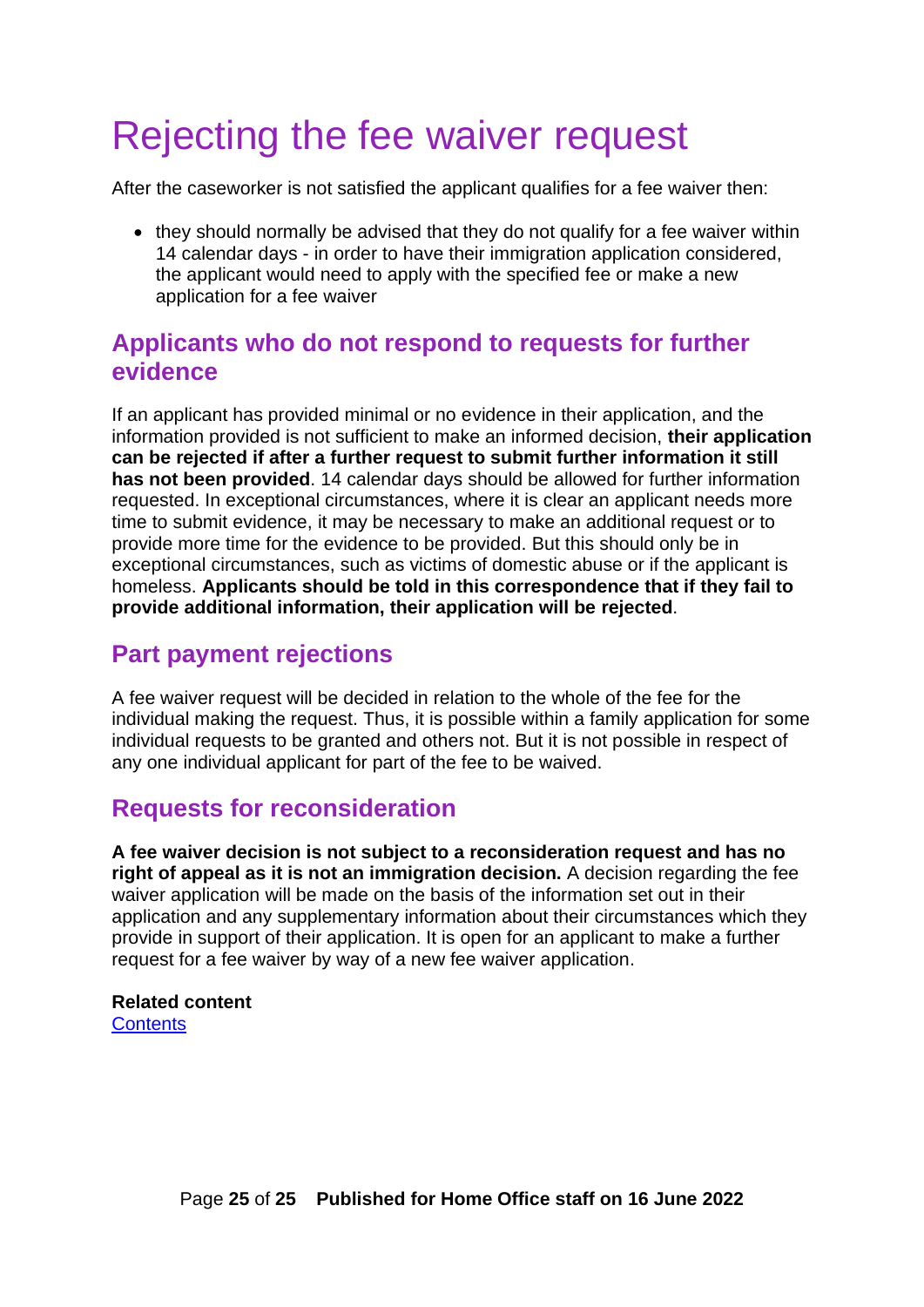# Rejecting the fee waiver request

After the caseworker is not satisfied the applicant qualifies for a fee waiver then:

- they should normally be advised that they do not qualify for a fee waiver within 14 calendar days - in order to have their immigration application considered, the applicant would need to apply with the specified fee or make a new application for a fee waiver

## Applicants who do not respond to requests for further evidence

If an applicant has provided minimal or no evidence in their application, and the information provided is not sufficient to make an informed decision, **their application can be rejected if after a further request to submit further information it still has not been provided**. 14 calendar days should be allowed for further information requested. In exceptional circumstances, where it is clear an applicant needs more time to submit evidence, it may be necessary to make an additional request or to provide more time for the evidence to be provided. But this should only be in exceptional circumstances, such as victims of domestic abuse or if the applicant is homeless. **Applicants should be told in this correspondence that if they fail to provide additional information, their application will be rejected**.

## Part payment rejections

A fee waiver request will be decided in relation to the whole of the fee for the individual making the request. Thus, it is possible within a family application for some individual requests to be granted and others not. But it is not possible in respect of any one individual applicant for part of the fee to be waived.

## Requests for reconsideration

**A fee waiver decision is not subject to a reconsideration request and has no right of appeal as it is not an immigration decision.** A decision regarding the fee waiver application will be made on the basis of the information set out in their application and any supplementary information about their circumstances which they provide in support of their application. It is open for an applicant to make a further request for a fee waiver by way of a new fee waiver application.

**Related content**
[Contents]